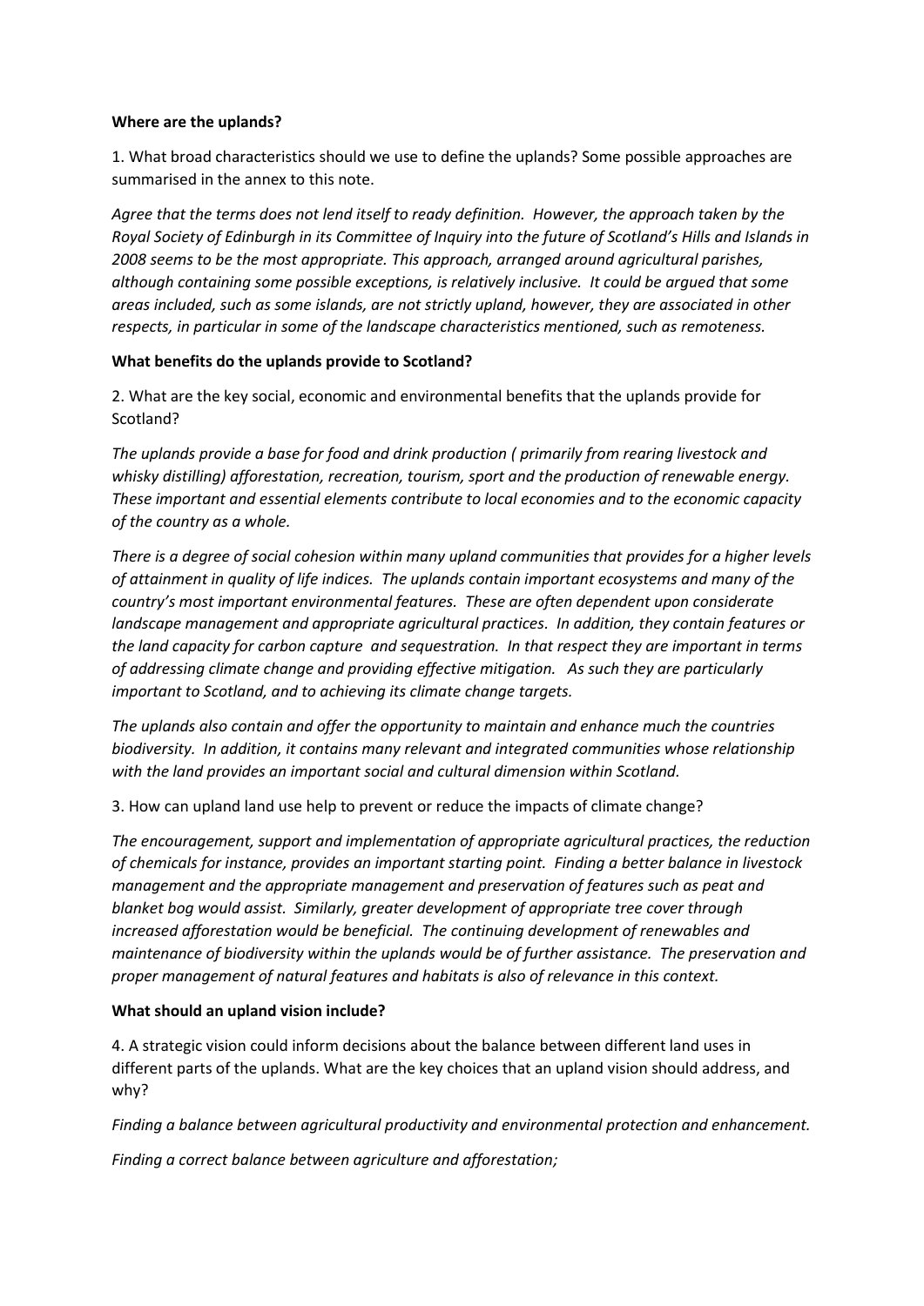**Where are the uplands?**

1. What broad characteristics should we use to define the uplands? Some possible approaches are summarised in the annex to this note.

*Agree that the terms does not lend itself to ready definition. However, the approach taken by the Royal Society of Edinburgh in its Committee of Inquiry into the future of Scotland's Hills and Islands in 2008 seems to be the most appropriate. This approach, arranged around agricultural parishes, although containing some possible exceptions, is relatively inclusive. It could be argued that some areas included, such as some islands, are not strictly upland, however, they are associated in other respects, in particular in some of the landscape characteristics mentioned, such as remoteness.*

**What benefits do the uplands provide to Scotland?**

2. What are the key social, economic and environmental benefits that the uplands provide for Scotland?

*The uplands provide a base for food and drink production ( primarily from rearing livestock and whisky distilling) afforestation, recreation, tourism, sport and the production of renewable energy. These important and essential elements contribute to local economies and to the economic capacity of the country as a whole.*

*There is a degree of social cohesion within many upland communities that provides for a higher levels of attainment in quality of life indices. The uplands contain important ecosystems and many of the country's most important environmental features. These are often dependent upon considerate landscape management and appropriate agricultural practices. In addition, they contain features or the land capacity for carbon capture and sequestration. In that respect they are important in terms of addressing climate change and providing effective mitigation. As such they are particularly important to Scotland, and to achieving its climate change targets.*

*The uplands also contain and offer the opportunity to maintain and enhance much the countries biodiversity. In addition, it contains many relevant and integrated communities whose relationship with the land provides an important social and cultural dimension within Scotland.*

3. How can upland land use help to prevent or reduce the impacts of climate change?

*The encouragement, support and implementation of appropriate agricultural practices, the reduction of chemicals for instance, provides an important starting point. Finding a better balance in livestock management and the appropriate management and preservation of features such as peat and blanket bog would assist. Similarly, greater development of appropriate tree cover through increased afforestation would be beneficial. The continuing development of renewables and maintenance of biodiversity within the uplands would be of further assistance. The preservation and proper management of natural features and habitats is also of relevance in this context.*

**What should an upland vision include?**

4. A strategic vision could inform decisions about the balance between different land uses in different parts of the uplands. What are the key choices that an upland vision should address, and why?

*Finding a balance between agricultural productivity and environmental protection and enhancement.*

*Finding a correct balance between agriculture and afforestation;*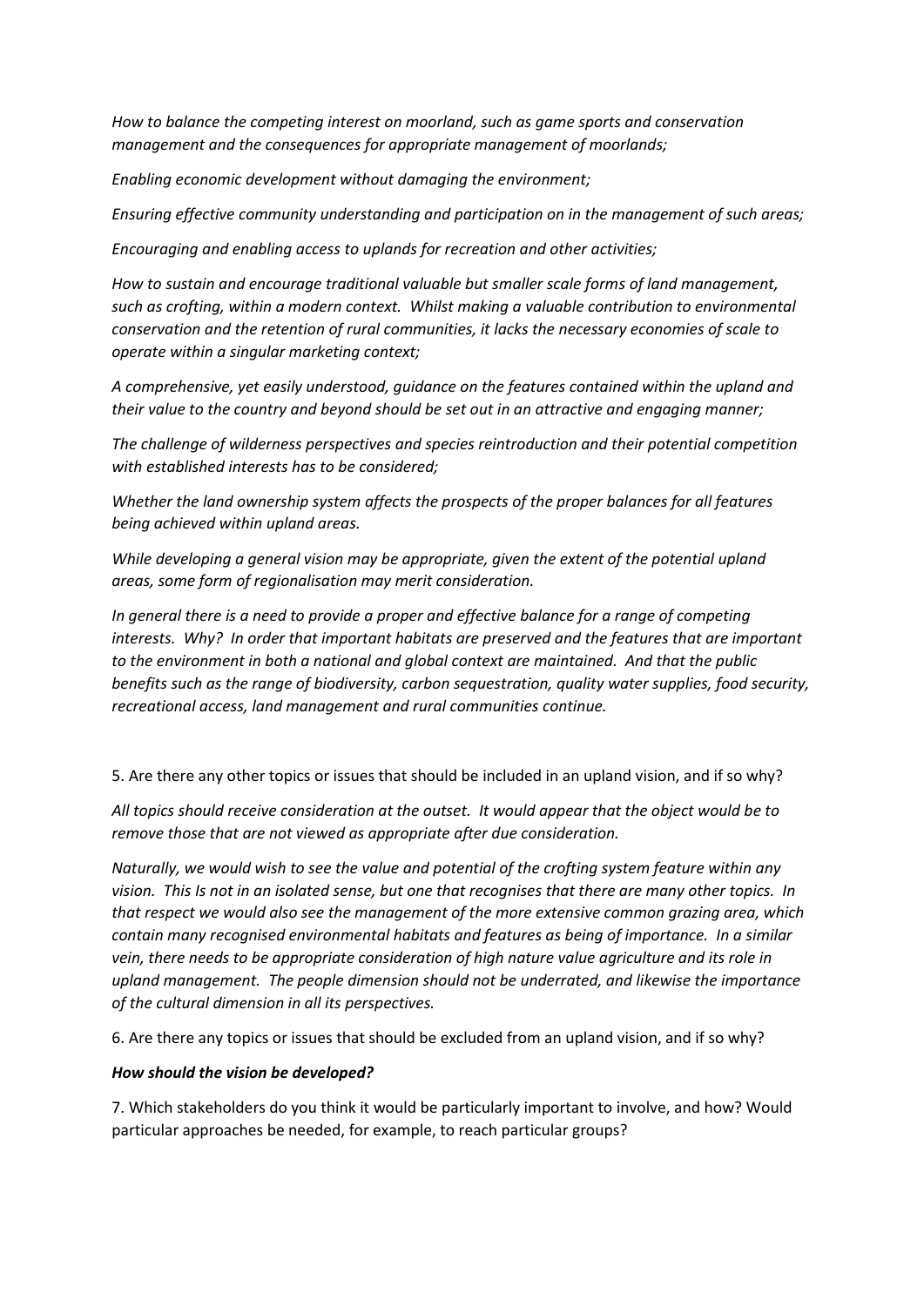*How to balance the competing interest on moorland, such as game sports and conservation management and the consequences for appropriate management of moorlands;*

*Enabling economic development without damaging the environment;*

*Ensuring effective community understanding and participation on in the management of such areas;*

*Encouraging and enabling access to uplands for recreation and other activities;*

*How to sustain and encourage traditional valuable but smaller scale forms of land management, such as crofting, within a modern context. Whilst making a valuable contribution to environmental conservation and the retention of rural communities, it lacks the necessary economies of scale to operate within a singular marketing context;*

*A comprehensive, yet easily understood, guidance on the features contained within the upland and their value to the country and beyond should be set out in an attractive and engaging manner;*

*The challenge of wilderness perspectives and species reintroduction and their potential competition with established interests has to be considered;*

*Whether the land ownership system affects the prospects of the proper balances for all features being achieved within upland areas.*

*While developing a general vision may be appropriate, given the extent of the potential upland areas, some form of regionalisation may merit consideration.*

*In general there is a need to provide a proper and effective balance for a range of competing interests. Why? In order that important habitats are preserved and the features that are important to the environment in both a national and global context are maintained. And that the public benefits such as the range of biodiversity, carbon sequestration, quality water supplies, food security, recreational access, land management and rural communities continue.*

5. Are there any other topics or issues that should be included in an upland vision, and if so why?

*All topics should receive consideration at the outset. It would appear that the object would be to remove those that are not viewed as appropriate after due consideration.*

*Naturally, we would wish to see the value and potential of the crofting system feature within any vision. This Is not in an isolated sense, but one that recognises that there are many other topics. In that respect we would also see the management of the more extensive common grazing area, which contain many recognised environmental habitats and features as being of importance. In a similar vein, there needs to be appropriate consideration of high nature value agriculture and its role in upland management. The people dimension should not be underrated, and likewise the importance of the cultural dimension in all its perspectives.*

6. Are there any topics or issues that should be excluded from an upland vision, and if so why?

***How should the vision be developed?***

7. Which stakeholders do you think it would be particularly important to involve, and how? Would particular approaches be needed, for example, to reach particular groups?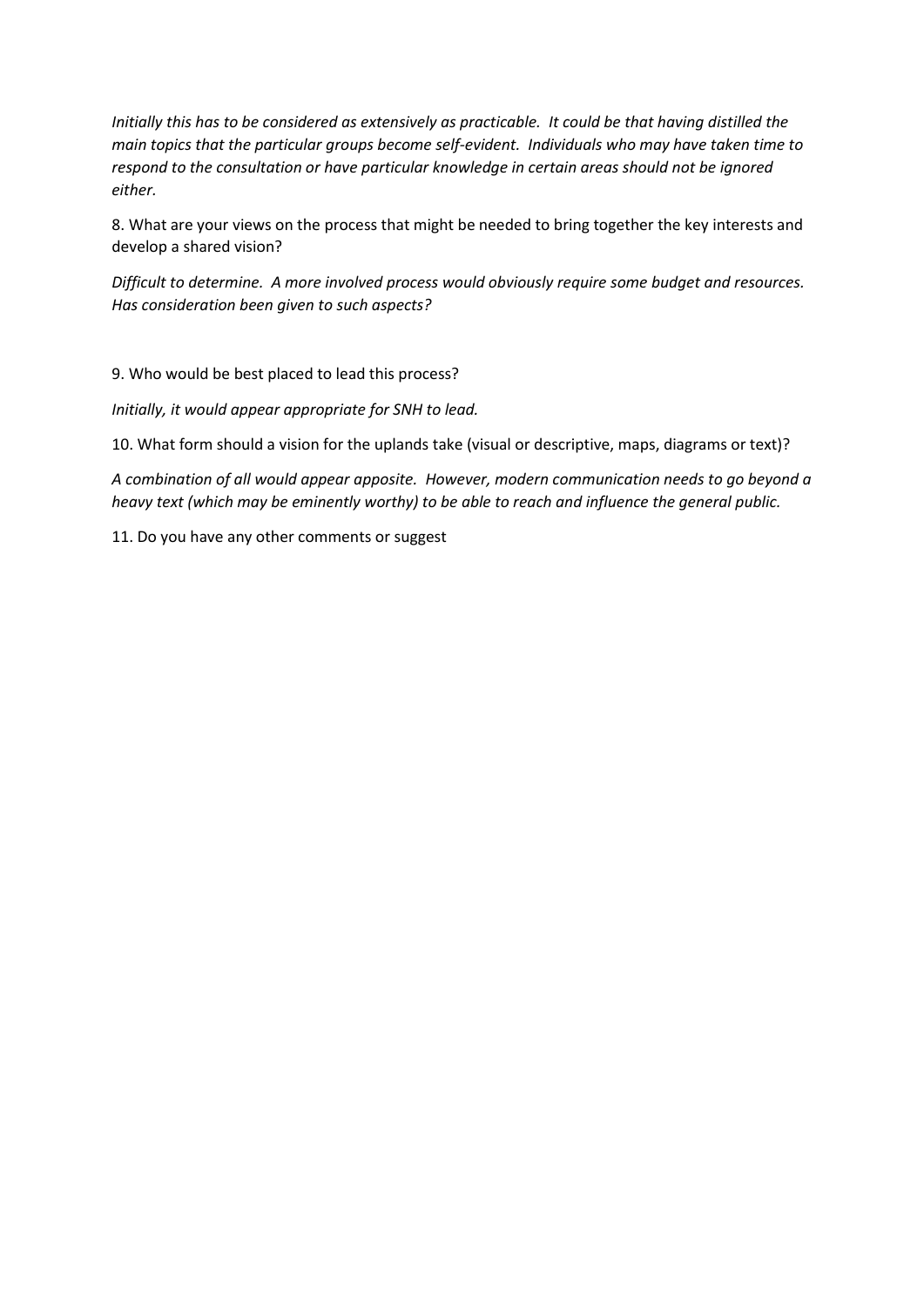*Initially this has to be considered as extensively as practicable. It could be that having distilled the main topics that the particular groups become self-evident. Individuals who may have taken time to respond to the consultation or have particular knowledge in certain areas should not be ignored either.*

8. What are your views on the process that might be needed to bring together the key interests and develop a shared vision?

*Difficult to determine. A more involved process would obviously require some budget and resources. Has consideration been given to such aspects?*

9. Who would be best placed to lead this process?

*Initially, it would appear appropriate for SNH to lead.*

10. What form should a vision for the uplands take (visual or descriptive, maps, diagrams or text)?

*A combination of all would appear apposite. However, modern communication needs to go beyond a heavy text (which may be eminently worthy) to be able to reach and influence the general public.*

11. Do you have any other comments or suggest